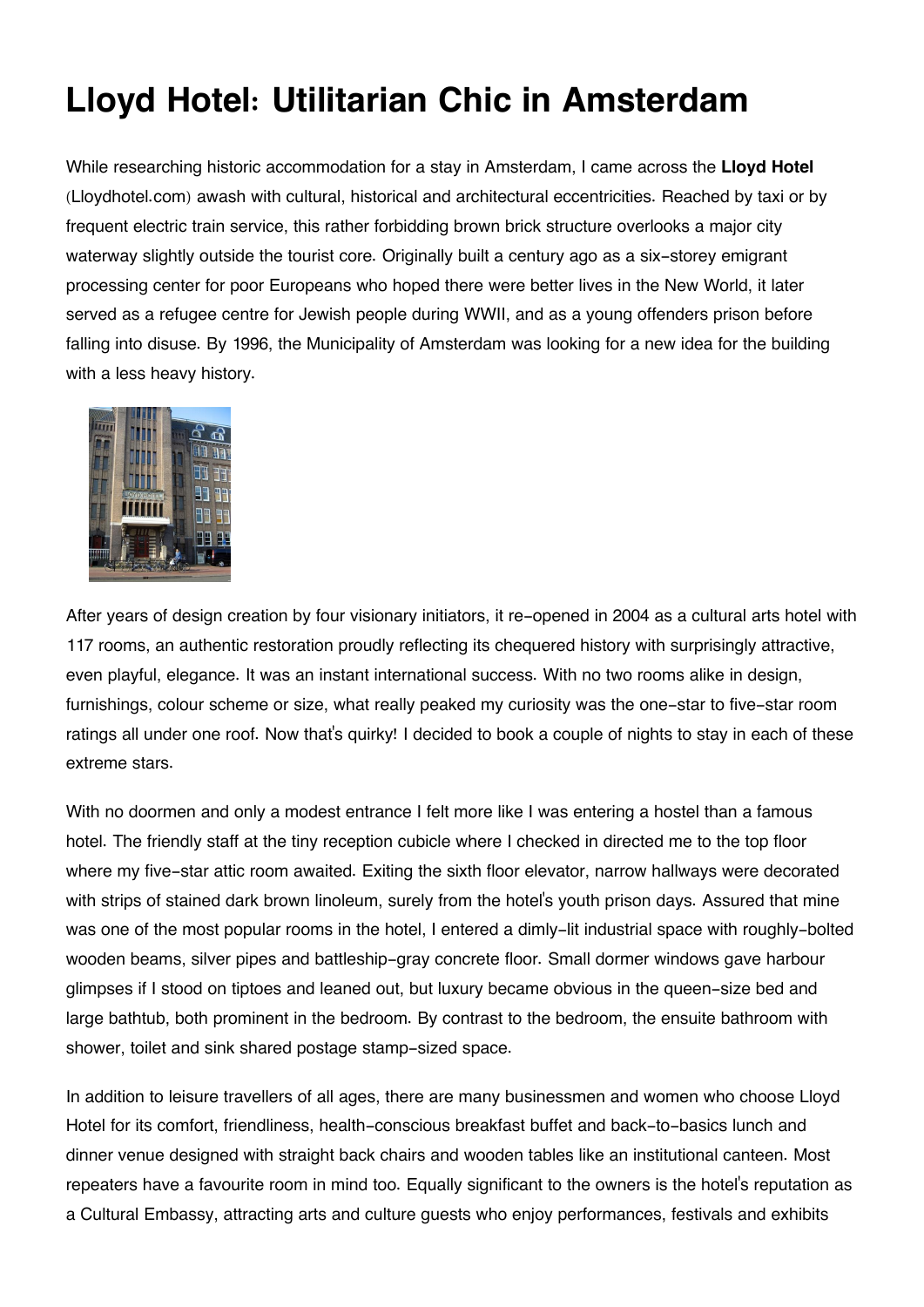# Lloyd Hotel: Utilitarian Chic in Amsterdam

While researching historic accommodation for a stay in Amsterdam, I came across the **Lloyd Hotel** (Lloydhotel.com) awash with cultural, historical and architectural eccentricities. Reached by taxi or by frequent electric train service, this rather forbidding brown brick structure overlooks a major city waterway slightly outside the tourist core. Originally built a century ago as a six-storey emigrant processing center for poor Europeans who hoped there were better lives in the New World, it later served as a refugee centre for Jewish people during WWII, and as a young offenders prison before falling into disuse. By 1996, the Municipality of Amsterdam was looking for a new idea for the building with a less heavy history.

After years of design creation by four visionary initiators, it re-opened in 2004 as a cultural arts hotel with 117 rooms, an authentic restoration proudly reflecting its chequered history with surprisingly attractive, even playful, elegance. It was an instant international success. With no two rooms alike in design, furnishings, colour scheme or size, what really peaked my curiosity was the one-star to five-star room ratings all under one roof. Now that's quirky! I decided to book a couple of nights to stay in each of these extreme stars.

With no doormen and only a modest entrance I felt more like I was entering a hostel than a famous hotel. The friendly staff at the tiny reception cubicle where I checked in directed me to the top floor where my five-star attic room awaited. Exiting the sixth floor elevator, narrow hallways were decorated with strips of stained dark brown linoleum, surely from the hotel's youth prison days. Assured that mine was one of the most popular rooms in the hotel, I entered a dimly-lit industrial space with roughly-bolted wooden beams, silver pipes and battleship-gray concrete floor. Small dormer windows gave harbour glimpses if I stood on tiptoes and leaned out, but luxury became obvious in the queen-size bed and large bathtub, both prominent in the bedroom. By contrast to the bedroom, the ensuite bathroom with shower, toilet and sink shared postage stamp-sized space.

In addition to leisure travellers of all ages, there are many businessmen and women who choose Lloyd Hotel for its comfort, friendliness, health-conscious breakfast buffet and back-to-basics lunch and dinner venue designed with straight back chairs and wooden tables like an institutional canteen. Most repeaters have a favourite room in mind too. Equally significant to the owners is the hotel's reputation as a Cultural Embassy, attracting arts and culture guests who enjoy performances, festivals and exhibits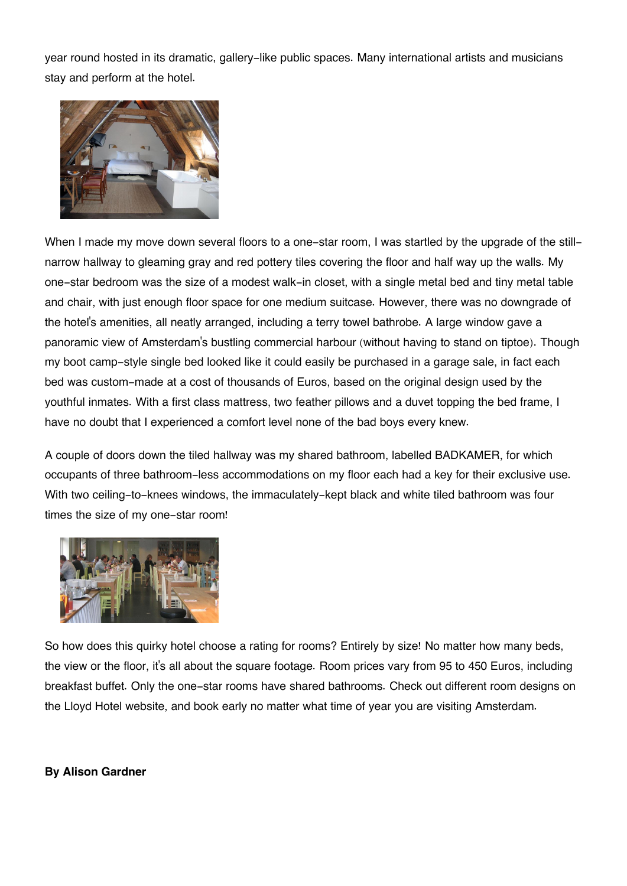year round hosted in its dramatic, gallery-like public spaces. Many international artists and musicians stay and perform at the hotel.

When I made my move down several floors to a one-star room, I was startled by the upgrade of the still-narrow hallway to gleaming gray and red pottery tiles covering the floor and half way up the walls. My one-star bedroom was the size of a modest walk-in closet, with a single metal bed and tiny metal table and chair, with just enough floor space for one medium suitcase. However, there was no downgrade of the hotel's amenities, all neatly arranged, including a terry towel bathrobe. A large window gave a panoramic view of Amsterdam's bustling commercial harbour (without having to stand on tiptoe). Though my boot camp-style single bed looked like it could easily be purchased in a garage sale, in fact each bed was custom-made at a cost of thousands of Euros, based on the original design used by the youthful inmates. With a first class mattress, two feather pillows and a duvet topping the bed frame, I have no doubt that I experienced a comfort level none of the bad boys every knew.

A couple of doors down the tiled hallway was my shared bathroom, labelled BADKAMER, for which occupants of three bathroom-less accommodations on my floor each had a key for their exclusive use. With two ceiling-to-knees windows, the immaculately-kept black and white tiled bathroom was four times the size of my one-star room!

So how does this quirky hotel choose a rating for rooms? Entirely by size! No matter how many beds, the view or the floor, it's all about the square footage. Room prices vary from 95 to 450 Euros, including breakfast buffet. Only the one-star rooms have shared bathrooms. Check out different room designs on the Lloyd Hotel website, and book early no matter what time of year you are visiting Amsterdam.

**By Alison Gardner**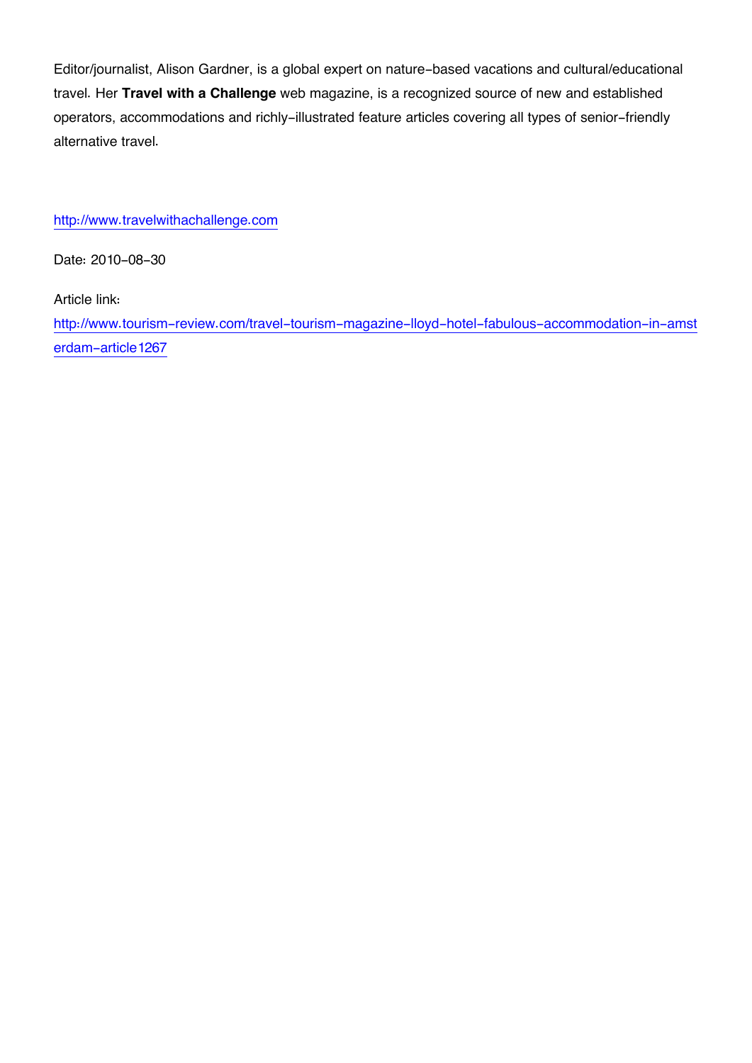Editor/journalist, Alison Gardner, is a global expert on nature-based vacations and cultural/educational travel. Her **Travel with a Challenge** web magazine, is a recognized source of new and established operators, accommodations and richly-illustrated feature articles covering all types of senior-friendly alternative travel.

http://www.travelwithachallenge.com

Date: 2010-08-30

Article link:
http://www.tourism-review.com/travel-tourism-magazine-lloyd-hotel-fabulous-accommodation-in-amsterdam-article1267